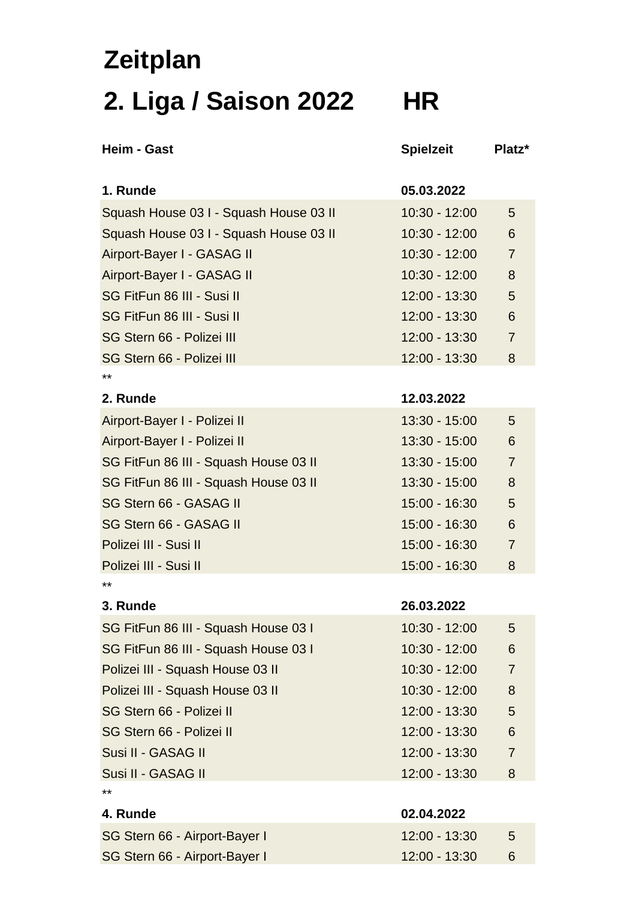# Zeitplan

# 2. Liga / Saison 2022 HR

| Heim - Gast | Spielzeit | Platz* |
|---|---|---|
| **1. Runde** | **05.03.2022** | |
| Squash House 03 I - Squash House 03 II | 10:30 - 12:00 | 5 |
| Squash House 03 I - Squash House 03 II | 10:30 - 12:00 | 6 |
| Airport-Bayer I - GASAG II | 10:30 - 12:00 | 7 |
| Airport-Bayer I - GASAG II | 10:30 - 12:00 | 8 |
| SG FitFun 86 III - Susi II | 12:00 - 13:30 | 5 |
| SG FitFun 86 III - Susi II | 12:00 - 13:30 | 6 |
| SG Stern 66 - Polizei III | 12:00 - 13:30 | 7 |
| SG Stern 66 - Polizei III | 12:00 - 13:30 | 8 |
| ** | | |
| **2. Runde** | **12.03.2022** | |
| Airport-Bayer I - Polizei II | 13:30 - 15:00 | 5 |
| Airport-Bayer I - Polizei II | 13:30 - 15:00 | 6 |
| SG FitFun 86 III - Squash House 03 II | 13:30 - 15:00 | 7 |
| SG FitFun 86 III - Squash House 03 II | 13:30 - 15:00 | 8 |
| SG Stern 66 - GASAG II | 15:00 - 16:30 | 5 |
| SG Stern 66 - GASAG II | 15:00 - 16:30 | 6 |
| Polizei III - Susi II | 15:00 - 16:30 | 7 |
| Polizei III - Susi II | 15:00 - 16:30 | 8 |
| ** | | |
| **3. Runde** | **26.03.2022** | |
| SG FitFun 86 III - Squash House 03 I | 10:30 - 12:00 | 5 |
| SG FitFun 86 III - Squash House 03 I | 10:30 - 12:00 | 6 |
| Polizei III - Squash House 03 II | 10:30 - 12:00 | 7 |
| Polizei III - Squash House 03 II | 10:30 - 12:00 | 8 |
| SG Stern 66 - Polizei II | 12:00 - 13:30 | 5 |
| SG Stern 66 - Polizei II | 12:00 - 13:30 | 6 |
| Susi II - GASAG II | 12:00 - 13:30 | 7 |
| Susi II - GASAG II | 12:00 - 13:30 | 8 |
| ** | | |
| **4. Runde** | **02.04.2022** | |
| SG Stern 66 - Airport-Bayer I | 12:00 - 13:30 | 5 |
| SG Stern 66 - Airport-Bayer I | 12:00 - 13:30 | 6 |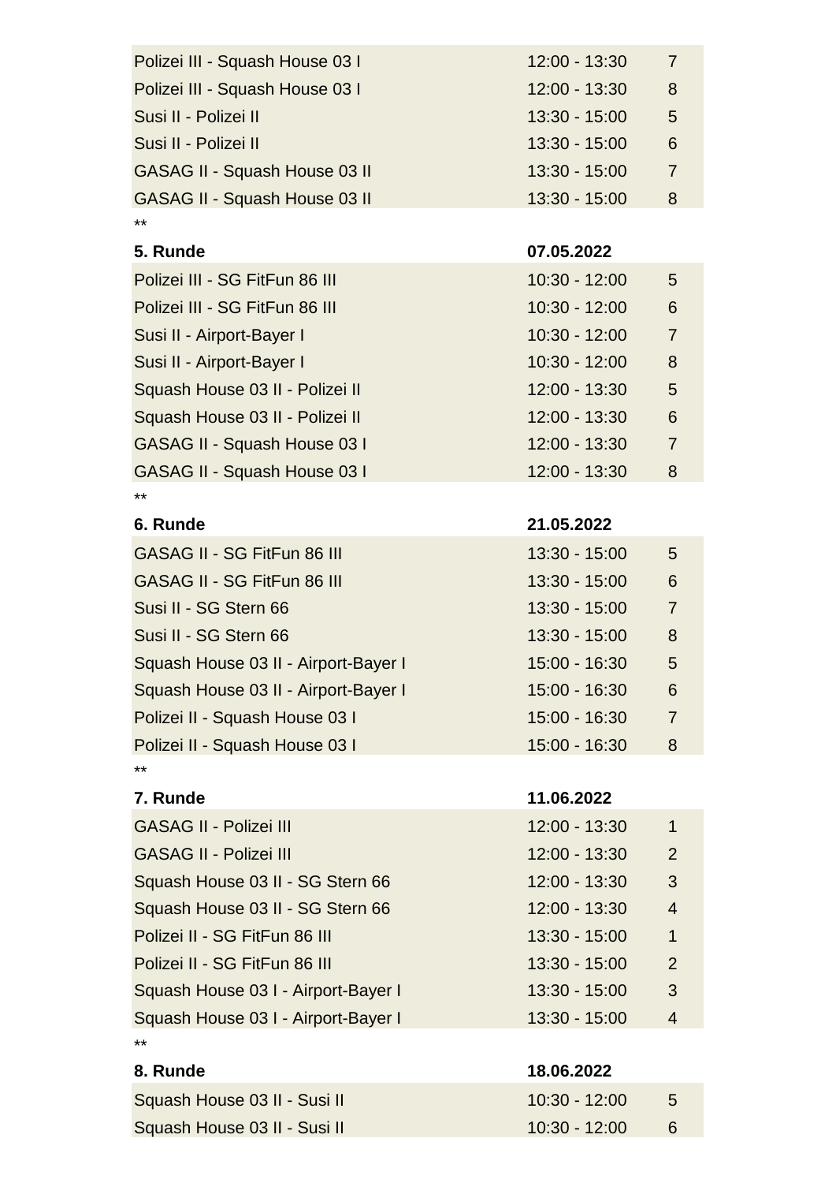| | | |
|---|---|---|
| Polizei III - Squash House 03 I | 12:00 - 13:30 | 7 |
| Polizei III - Squash House 03 I | 12:00 - 13:30 | 8 |
| Susi II - Polizei II | 13:30 - 15:00 | 5 |
| Susi II - Polizei II | 13:30 - 15:00 | 6 |
| GASAG II - Squash House 03 II | 13:30 - 15:00 | 7 |
| GASAG II - Squash House 03 II | 13:30 - 15:00 | 8 |

**

| **5. Runde** | **07.05.2022** | |
|---|---|---|
| Polizei III - SG FitFun 86 III | 10:30 - 12:00 | 5 |
| Polizei III - SG FitFun 86 III | 10:30 - 12:00 | 6 |
| Susi II - Airport-Bayer I | 10:30 - 12:00 | 7 |
| Susi II - Airport-Bayer I | 10:30 - 12:00 | 8 |
| Squash House 03 II - Polizei II | 12:00 - 13:30 | 5 |
| Squash House 03 II - Polizei II | 12:00 - 13:30 | 6 |
| GASAG II - Squash House 03 I | 12:00 - 13:30 | 7 |
| GASAG II - Squash House 03 I | 12:00 - 13:30 | 8 |

**

| **6. Runde** | **21.05.2022** | |
|---|---|---|
| GASAG II - SG FitFun 86 III | 13:30 - 15:00 | 5 |
| GASAG II - SG FitFun 86 III | 13:30 - 15:00 | 6 |
| Susi II - SG Stern 66 | 13:30 - 15:00 | 7 |
| Susi II - SG Stern 66 | 13:30 - 15:00 | 8 |
| Squash House 03 II - Airport-Bayer I | 15:00 - 16:30 | 5 |
| Squash House 03 II - Airport-Bayer I | 15:00 - 16:30 | 6 |
| Polizei II - Squash House 03 I | 15:00 - 16:30 | 7 |
| Polizei II - Squash House 03 I | 15:00 - 16:30 | 8 |

**

| **7. Runde** | **11.06.2022** | |
|---|---|---|
| GASAG II - Polizei III | 12:00 - 13:30 | 1 |
| GASAG II - Polizei III | 12:00 - 13:30 | 2 |
| Squash House 03 II - SG Stern 66 | 12:00 - 13:30 | 3 |
| Squash House 03 II - SG Stern 66 | 12:00 - 13:30 | 4 |
| Polizei II - SG FitFun 86 III | 13:30 - 15:00 | 1 |
| Polizei II - SG FitFun 86 III | 13:30 - 15:00 | 2 |
| Squash House 03 I - Airport-Bayer I | 13:30 - 15:00 | 3 |
| Squash House 03 I - Airport-Bayer I | 13:30 - 15:00 | 4 |

**

| **8. Runde** | **18.06.2022** | |
|---|---|---|
| Squash House 03 II - Susi II | 10:30 - 12:00 | 5 |
| Squash House 03 II - Susi II | 10:30 - 12:00 | 6 |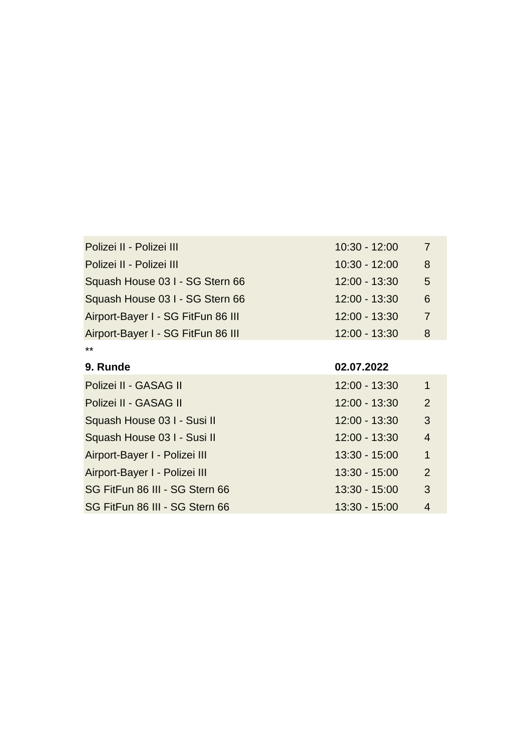| | | |
|---|---|---|
| Polizei II - Polizei III | 10:30 - 12:00 | 7 |
| Polizei II - Polizei III | 10:30 - 12:00 | 8 |
| Squash House 03 I - SG Stern 66 | 12:00 - 13:30 | 5 |
| Squash House 03 I - SG Stern 66 | 12:00 - 13:30 | 6 |
| Airport-Bayer I - SG FitFun 86 III | 12:00 - 13:30 | 7 |
| Airport-Bayer I - SG FitFun 86 III | 12:00 - 13:30 | 8 |

**

| **9. Runde** | **02.07.2022** | |
|---|---|---|
| Polizei II - GASAG II | 12:00 - 13:30 | 1 |
| Polizei II - GASAG II | 12:00 - 13:30 | 2 |
| Squash House 03 I - Susi II | 12:00 - 13:30 | 3 |
| Squash House 03 I - Susi II | 12:00 - 13:30 | 4 |
| Airport-Bayer I - Polizei III | 13:30 - 15:00 | 1 |
| Airport-Bayer I - Polizei III | 13:30 - 15:00 | 2 |
| SG FitFun 86 III - SG Stern 66 | 13:30 - 15:00 | 3 |
| SG FitFun 86 III - SG Stern 66 | 13:30 - 15:00 | 4 |